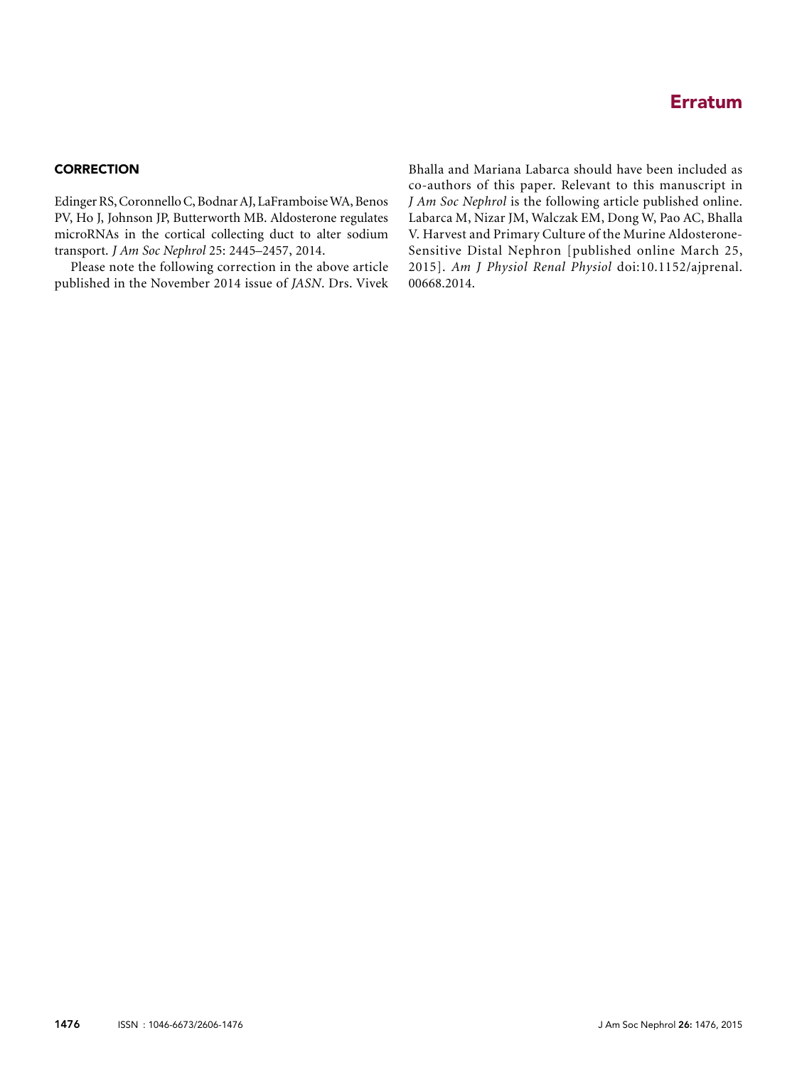# Erratum

## CORRECTION

Edinger RS, Coronnello C, Bodnar AJ, LaFramboise WA, Benos PV, Ho J, Johnson JP, Butterworth MB. Aldosterone regulates microRNAs in the cortical collecting duct to alter sodium transport. *J Am Soc Nephrol* 25: 2445–2457, 2014.

Please note the following correction in the above article published in the November 2014 issue of *JASN*. Drs. Vivek Bhalla and Mariana Labarca should have been included as co-authors of this paper. Relevant to this manuscript in *J Am Soc Nephrol* is the following article published online. Labarca M, Nizar JM, Walczak EM, Dong W, Pao AC, Bhalla V. Harvest and Primary Culture of the Murine Aldosterone-Sensitive Distal Nephron [published online March 25, 2015]. *Am J Physiol Renal Physiol* doi:10.1152/ajprenal.00668.2014.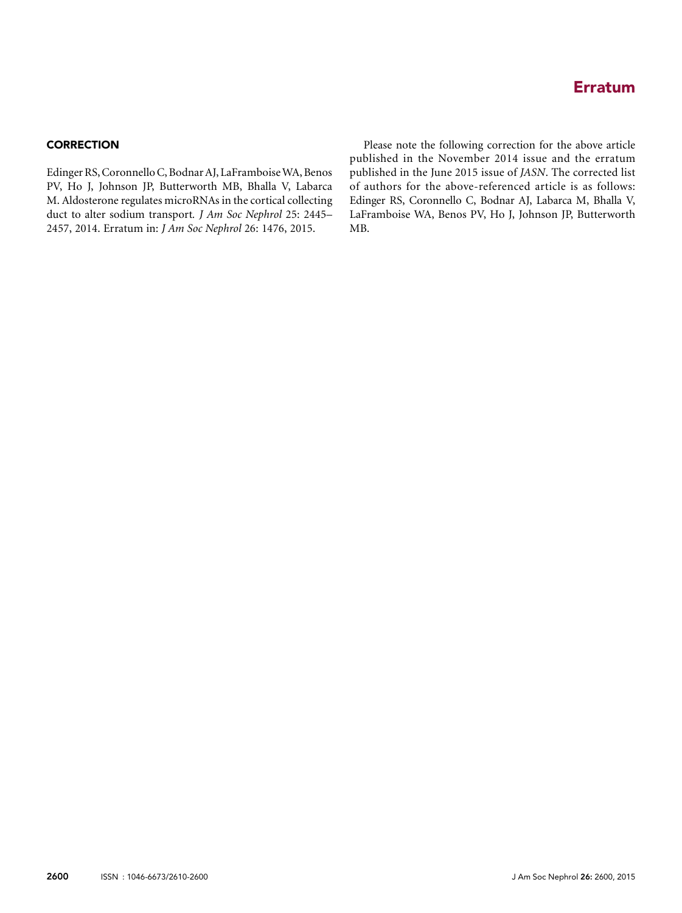# Erratum

## CORRECTION

Edinger RS, Coronnello C, Bodnar AJ, LaFramboise WA, Benos PV, Ho J, Johnson JP, Butterworth MB, Bhalla V, Labarca M. Aldosterone regulates microRNAs in the cortical collecting duct to alter sodium transport. *J Am Soc Nephrol* 25: 2445–2457, 2014. Erratum in: *J Am Soc Nephrol* 26: 1476, 2015.

Please note the following correction for the above article published in the November 2014 issue and the erratum published in the June 2015 issue of *JASN*. The corrected list of authors for the above-referenced article is as follows: Edinger RS, Coronnello C, Bodnar AJ, Labarca M, Bhalla V, LaFramboise WA, Benos PV, Ho J, Johnson JP, Butterworth MB.